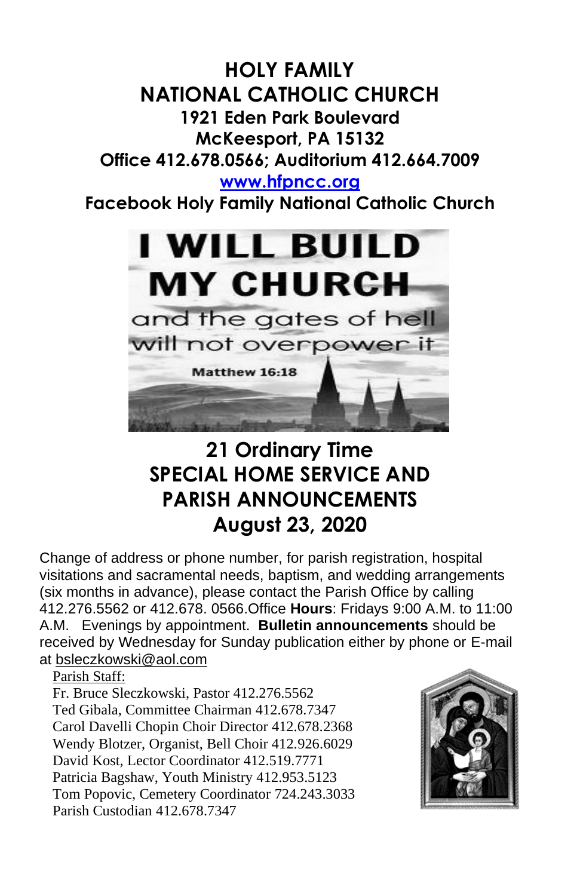# HOLY FAMILY NATIONAL CATHOLIC CHURCH

**1921 Eden Park Boulevard**
**McKeesport, PA 15132**
**Office 412.678.0566; Auditorium 412.664.7009**
**www.hfpncc.org**
**Facebook Holy Family National Catholic Church**

I WILL BUILD MY CHURCH and the gates of hell will not overpower it

Matthew 16:18

## 21 Ordinary Time
## SPECIAL HOME SERVICE AND PARISH ANNOUNCEMENTS
## August 23, 2020

Change of address or phone number, for parish registration, hospital visitations and sacramental needs, baptism, and wedding arrangements (six months in advance), please contact the Parish Office by calling 412.276.5562 or 412.678. 0566.Office **Hours**: Fridays 9:00 A.M. to 11:00 A.M. Evenings by appointment. **Bulletin announcements** should be received by Wednesday for Sunday publication either by phone or E-mail at bsleczkowski@aol.com

Parish Staff:

Fr. Bruce Sleczkowski, Pastor 412.276.5562
Ted Gibala, Committee Chairman 412.678.7347
Carol Davelli Chopin Choir Director 412.678.2368
Wendy Blotzer, Organist, Bell Choir 412.926.6029
David Kost, Lector Coordinator 412.519.7771
Patricia Bagshaw, Youth Ministry 412.953.5123
Tom Popovic, Cemetery Coordinator 724.243.3033
Parish Custodian 412.678.7347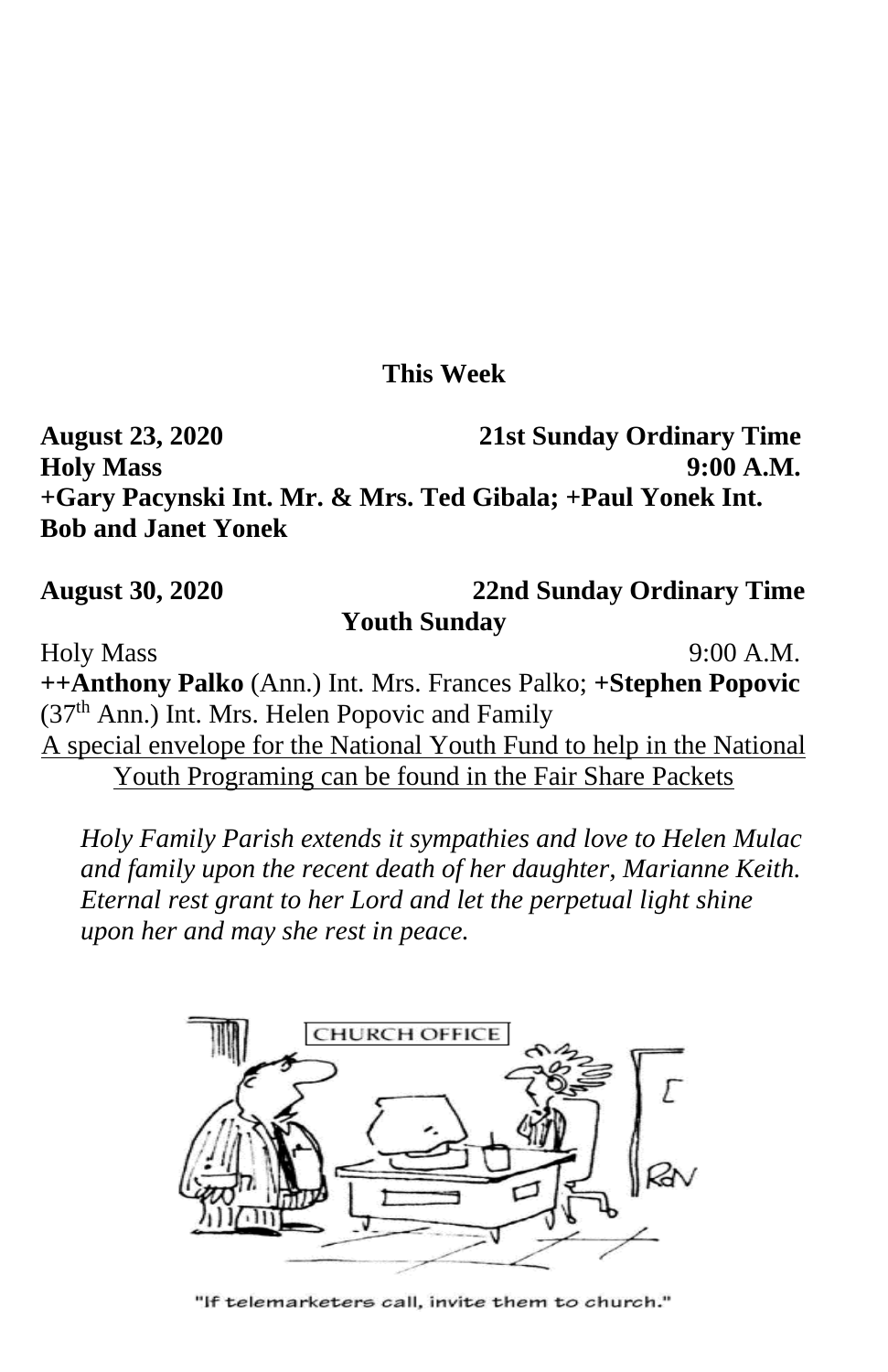## This Week

**August 23, 2020** **21st Sunday Ordinary Time**
**Holy Mass** **9:00 A.M.**
**+Gary Pacynski Int. Mr. & Mrs. Ted Gibala; +Paul Yonek Int. Bob and Janet Yonek**

**August 30, 2020** **22nd Sunday Ordinary Time**
**Youth Sunday**

Holy Mass 9:00 A.M.
**++Anthony Palko** (Ann.) Int. Mrs. Frances Palko; **+Stephen Popovic** ($37^{th}$ Ann.) Int. Mrs. Helen Popovic and Family

<u>A special envelope for the National Youth Fund to help in the National Youth Programing can be found in the Fair Share Packets</u>

*Holy Family Parish extends it sympathies and love to Helen Mulac and family upon the recent death of her daughter, Marianne Keith. Eternal rest grant to her Lord and let the perpetual light shine upon her and may she rest in peace.*

"If telemarketers call, invite them to church."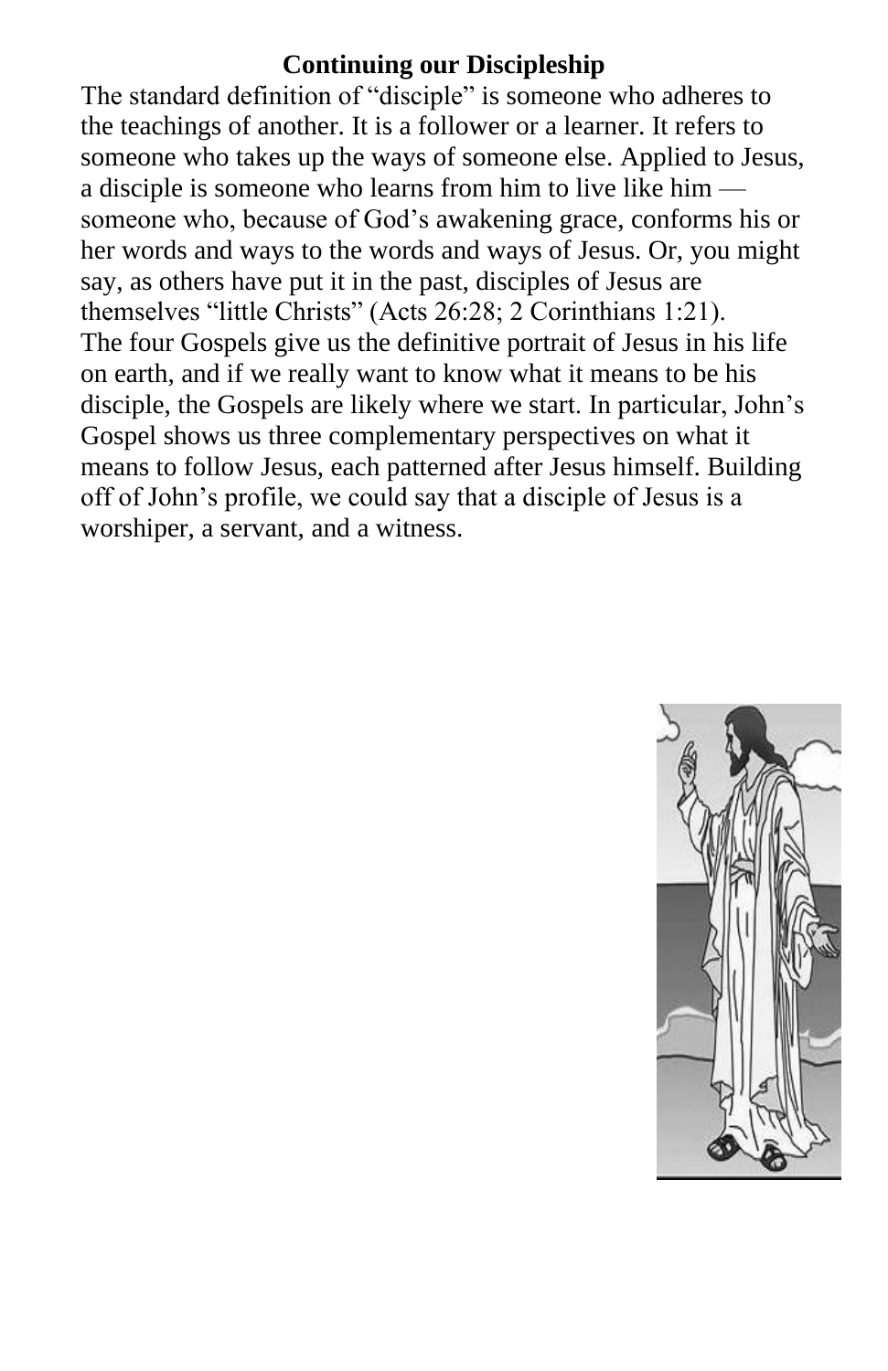**Continuing our Discipleship**

The standard definition of "disciple" is someone who adheres to the teachings of another. It is a follower or a learner. It refers to someone who takes up the ways of someone else. Applied to Jesus, a disciple is someone who learns from him to live like him — someone who, because of God's awakening grace, conforms his or her words and ways to the words and ways of Jesus. Or, you might say, as others have put it in the past, disciples of Jesus are themselves "little Christs" (Acts 26:28; 2 Corinthians 1:21).

The four Gospels give us the definitive portrait of Jesus in his life on earth, and if we really want to know what it means to be his disciple, the Gospels are likely where we start. In particular, John's Gospel shows us three complementary perspectives on what it means to follow Jesus, each patterned after Jesus himself. Building off of John's profile, we could say that a disciple of Jesus is a worshiper, a servant, and a witness.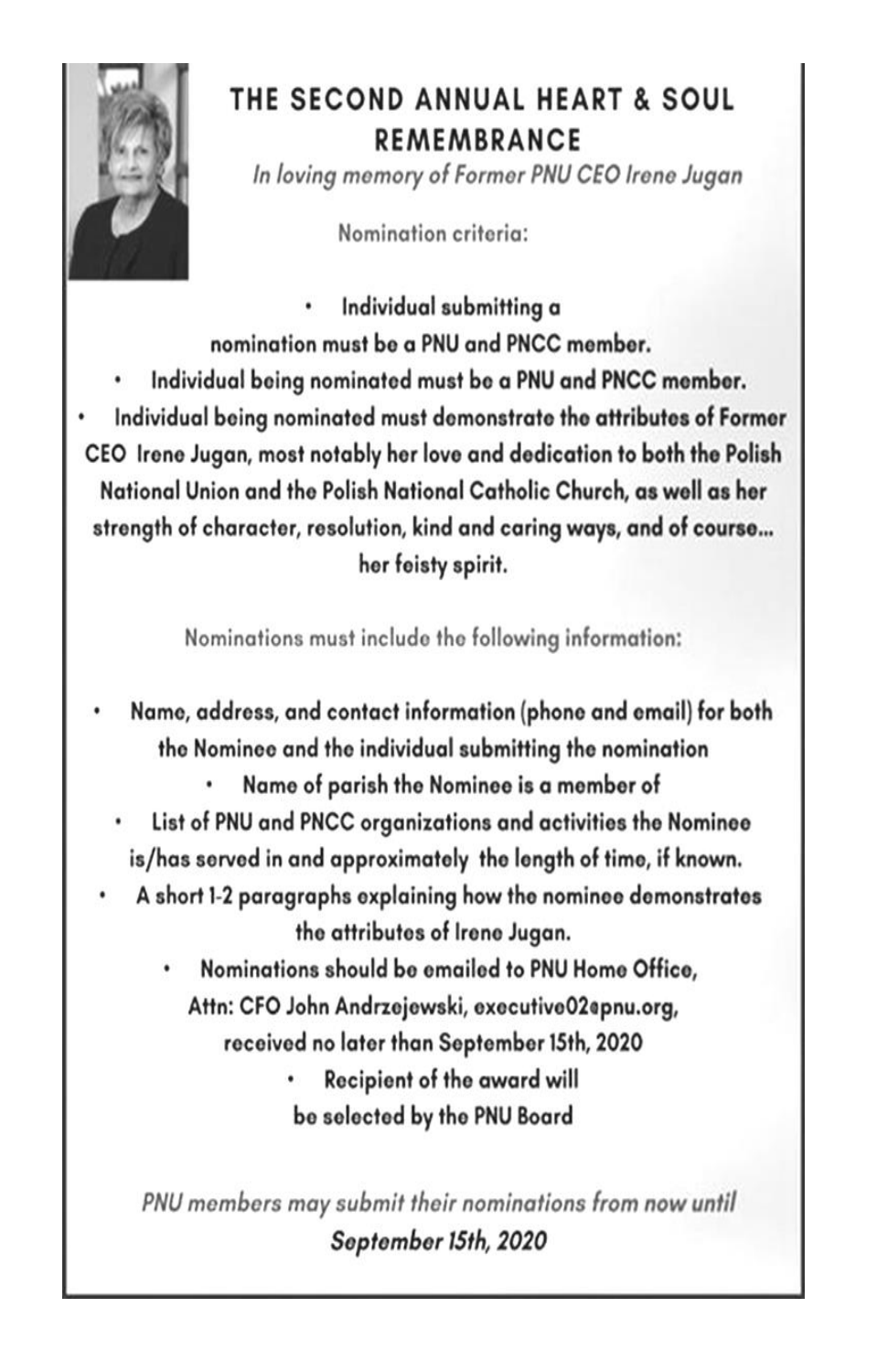# THE SECOND ANNUAL HEART & SOUL REMEMBRANCE

*In loving memory of Former PNU CEO Irene Jugan*

Nomination criteria:

- Individual submitting a nomination must be a PNU and PNCC member.
- Individual being nominated must be a PNU and PNCC member.
- Individual being nominated must demonstrate the attributes of Former CEO Irene Jugan, most notably her love and dedication to both the Polish National Union and the Polish National Catholic Church, as well as her strength of character, resolution, kind and caring ways, and of course... her feisty spirit.

Nominations must include the following information:

- Name, address, and contact information (phone and email) for both the Nominee and the individual submitting the nomination
- Name of parish the Nominee is a member of
- List of PNU and PNCC organizations and activities the Nominee is/has served in and approximately the length of time, if known.
- A short 1-2 paragraphs explaining how the nominee demonstrates the attributes of Irene Jugan.
- Nominations should be emailed to PNU Home Office, Attn: CFO John Andrzejewski, executive02@pnu.org, received no later than September 15th, 2020
- Recipient of the award will be selected by the PNU Board

*PNU members may submit their nominations from now until* ***September 15th, 2020***